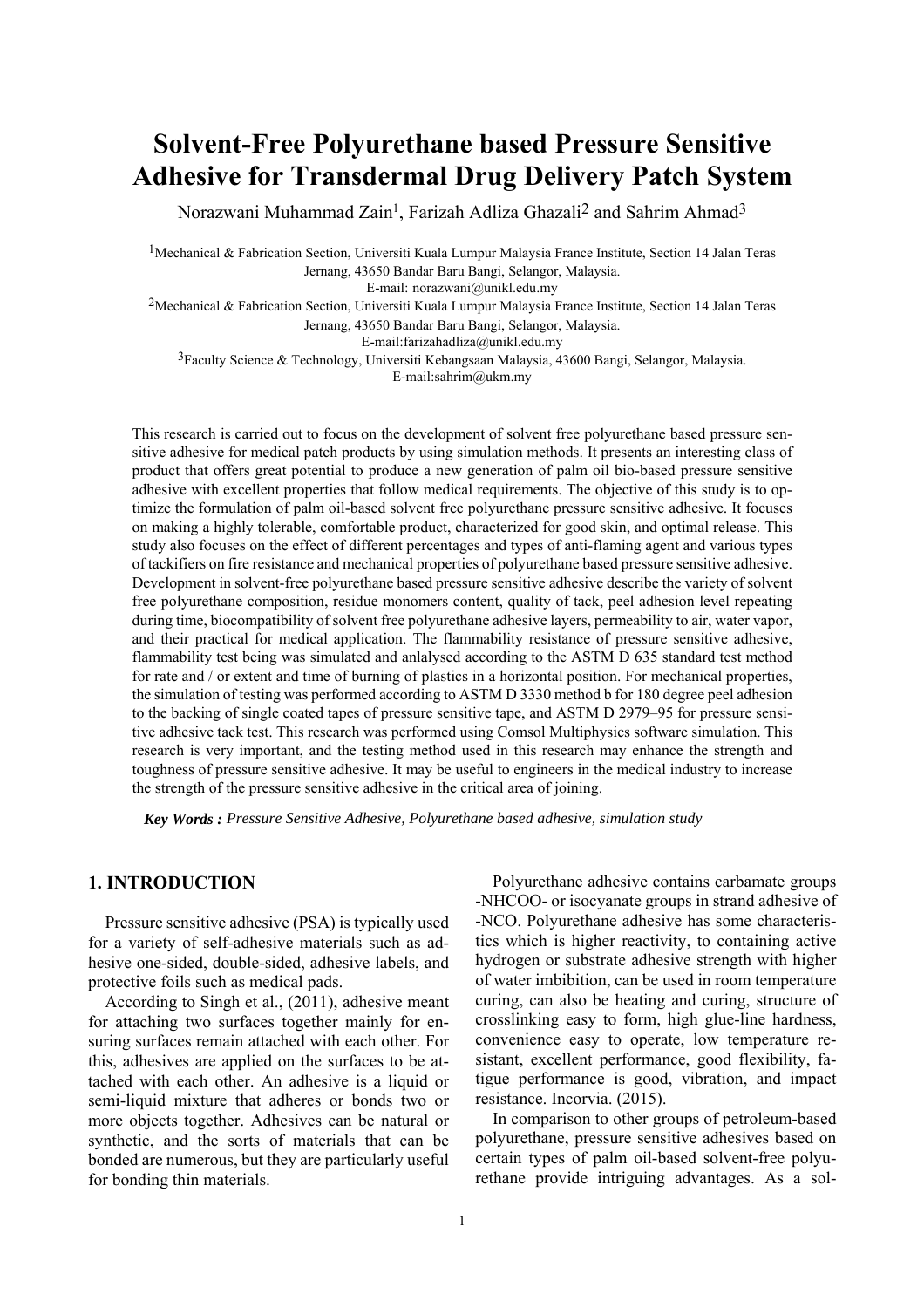# Solvent-Free Polyurethane based Pressure Sensitive Adhesive for Transdermal Drug Delivery Patch System

Norazwani Muhammad Zain[1], Farizah Adliza Ghazali[2] and Sahrim Ahmad[3]

[1]Mechanical & Fabrication Section, Universiti Kuala Lumpur Malaysia France Institute, Section 14 Jalan Teras Jernang, 43650 Bandar Baru Bangi, Selangor, Malaysia.
E-mail: norazwani@unikl.edu.my

[2]Mechanical & Fabrication Section, Universiti Kuala Lumpur Malaysia France Institute, Section 14 Jalan Teras Jernang, 43650 Bandar Baru Bangi, Selangor, Malaysia.
E-mail:farizahadliza@unikl.edu.my

[3]Faculty Science & Technology, Universiti Kebangsaan Malaysia, 43600 Bangi, Selangor, Malaysia.
E-mail:sahrim@ukm.my

This research is carried out to focus on the development of solvent free polyurethane based pressure sensitive adhesive for medical patch products by using simulation methods. It presents an interesting class of product that offers great potential to produce a new generation of palm oil bio-based pressure sensitive adhesive with excellent properties that follow medical requirements. The objective of this study is to optimize the formulation of palm oil-based solvent free polyurethane pressure sensitive adhesive. It focuses on making a highly tolerable, comfortable product, characterized for good skin, and optimal release. This study also focuses on the effect of different percentages and types of anti-flaming agent and various types of tackifiers on fire resistance and mechanical properties of polyurethane based pressure sensitive adhesive. Development in solvent-free polyurethane based pressure sensitive adhesive describe the variety of solvent free polyurethane composition, residue monomers content, quality of tack, peel adhesion level repeating during time, biocompatibility of solvent free polyurethane adhesive layers, permeability to air, water vapor, and their practical for medical application. The flammability resistance of pressure sensitive adhesive, flammability test being was simulated and anlalysed according to the ASTM D 635 standard test method for rate and / or extent and time of burning of plastics in a horizontal position. For mechanical properties, the simulation of testing was performed according to ASTM D 3330 method b for 180 degree peel adhesion to the backing of single coated tapes of pressure sensitive tape, and ASTM D 2979–95 for pressure sensitive adhesive tack test. This research was performed using Comsol Multiphysics software simulation. This research is very important, and the testing method used in this research may enhance the strength and toughness of pressure sensitive adhesive. It may be useful to engineers in the medical industry to increase the strength of the pressure sensitive adhesive in the critical area of joining.

***Key Words :*** *Pressure Sensitive Adhesive, Polyurethane based adhesive, simulation study*

## 1. INTRODUCTION

Pressure sensitive adhesive (PSA) is typically used for a variety of self-adhesive materials such as adhesive one-sided, double-sided, adhesive labels, and protective foils such as medical pads.

According to Singh et al., (2011), adhesive meant for attaching two surfaces together mainly for ensuring surfaces remain attached with each other. For this, adhesives are applied on the surfaces to be attached with each other. An adhesive is a liquid or semi-liquid mixture that adheres or bonds two or more objects together. Adhesives can be natural or synthetic, and the sorts of materials that can be bonded are numerous, but they are particularly useful for bonding thin materials.

Polyurethane adhesive contains carbamate groups -NHCOO- or isocyanate groups in strand adhesive of -NCO. Polyurethane adhesive has some characteristics which is higher reactivity, to containing active hydrogen or substrate adhesive strength with higher of water imbibition, can be used in room temperature curing, can also be heating and curing, structure of crosslinking easy to form, high glue-line hardness, convenience easy to operate, low temperature resistant, excellent performance, good flexibility, fatigue performance is good, vibration, and impact resistance. Incorvia. (2015).

In comparison to other groups of petroleum-based polyurethane, pressure sensitive adhesives based on certain types of palm oil-based solvent-free polyurethane provide intriguing advantages. As a sol-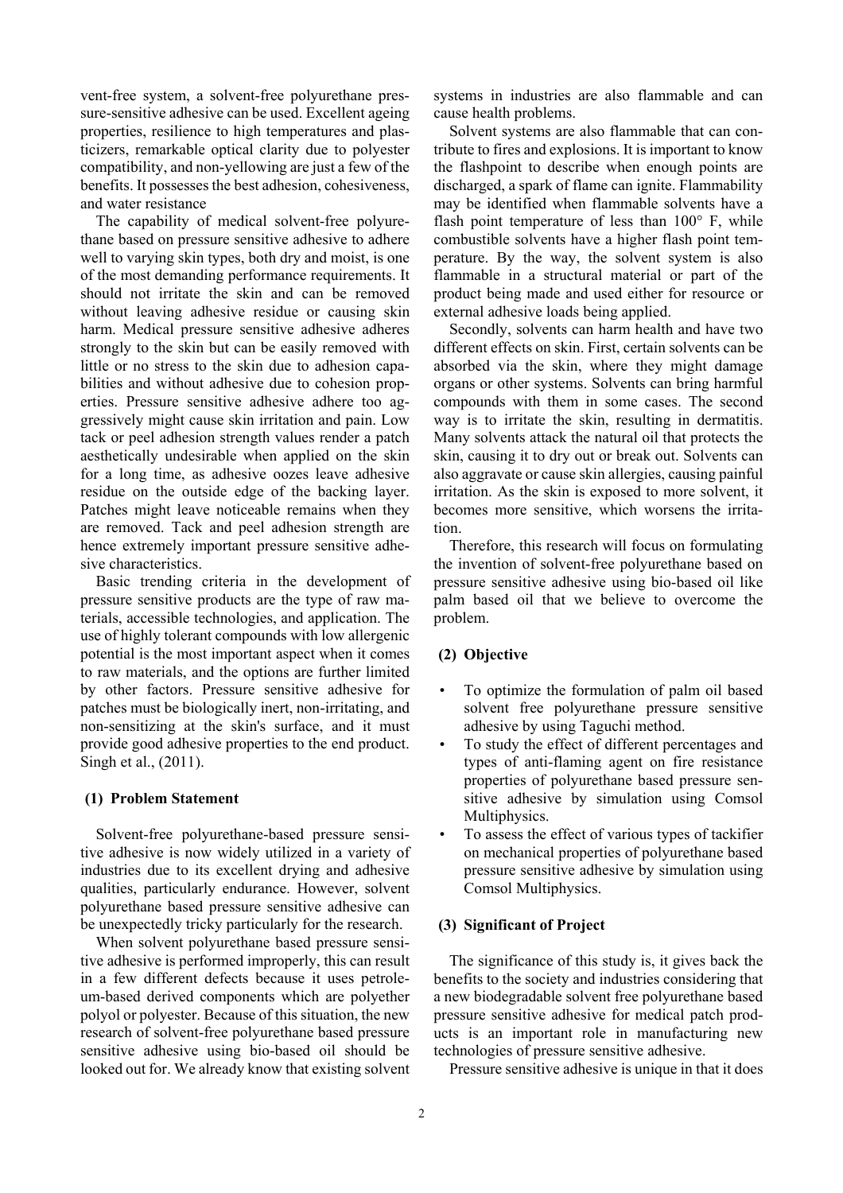vent-free system, a solvent-free polyurethane pressure-sensitive adhesive can be used. Excellent ageing properties, resilience to high temperatures and plasticizers, remarkable optical clarity due to polyester compatibility, and non-yellowing are just a few of the benefits. It possesses the best adhesion, cohesiveness, and water resistance

The capability of medical solvent-free polyurethane based on pressure sensitive adhesive to adhere well to varying skin types, both dry and moist, is one of the most demanding performance requirements. It should not irritate the skin and can be removed without leaving adhesive residue or causing skin harm. Medical pressure sensitive adhesive adheres strongly to the skin but can be easily removed with little or no stress to the skin due to adhesion capabilities and without adhesive due to cohesion properties. Pressure sensitive adhesive adhere too aggressively might cause skin irritation and pain. Low tack or peel adhesion strength values render a patch aesthetically undesirable when applied on the skin for a long time, as adhesive oozes leave adhesive residue on the outside edge of the backing layer. Patches might leave noticeable remains when they are removed. Tack and peel adhesion strength are hence extremely important pressure sensitive adhesive characteristics.

Basic trending criteria in the development of pressure sensitive products are the type of raw materials, accessible technologies, and application. The use of highly tolerant compounds with low allergenic potential is the most important aspect when it comes to raw materials, and the options are further limited by other factors. Pressure sensitive adhesive for patches must be biologically inert, non-irritating, and non-sensitizing at the skin's surface, and it must provide good adhesive properties to the end product. Singh et al., (2011).

### (1) Problem Statement

Solvent-free polyurethane-based pressure sensitive adhesive is now widely utilized in a variety of industries due to its excellent drying and adhesive qualities, particularly endurance. However, solvent polyurethane based pressure sensitive adhesive can be unexpectedly tricky particularly for the research.

When solvent polyurethane based pressure sensitive adhesive is performed improperly, this can result in a few different defects because it uses petroleum-based derived components which are polyether polyol or polyester. Because of this situation, the new research of solvent-free polyurethane based pressure sensitive adhesive using bio-based oil should be looked out for. We already know that existing solvent systems in industries are also flammable and can cause health problems.

Solvent systems are also flammable that can contribute to fires and explosions. It is important to know the flashpoint to describe when enough points are discharged, a spark of flame can ignite. Flammability may be identified when flammable solvents have a flash point temperature of less than 100° F, while combustible solvents have a higher flash point temperature. By the way, the solvent system is also flammable in a structural material or part of the product being made and used either for resource or external adhesive loads being applied.

Secondly, solvents can harm health and have two different effects on skin. First, certain solvents can be absorbed via the skin, where they might damage organs or other systems. Solvents can bring harmful compounds with them in some cases. The second way is to irritate the skin, resulting in dermatitis. Many solvents attack the natural oil that protects the skin, causing it to dry out or break out. Solvents can also aggravate or cause skin allergies, causing painful irritation. As the skin is exposed to more solvent, it becomes more sensitive, which worsens the irritation.

Therefore, this research will focus on formulating the invention of solvent-free polyurethane based on pressure sensitive adhesive using bio-based oil like palm based oil that we believe to overcome the problem.

### (2) Objective

- To optimize the formulation of palm oil based solvent free polyurethane pressure sensitive adhesive by using Taguchi method.
- To study the effect of different percentages and types of anti-flaming agent on fire resistance properties of polyurethane based pressure sensitive adhesive by simulation using Comsol Multiphysics.
- To assess the effect of various types of tackifier on mechanical properties of polyurethane based pressure sensitive adhesive by simulation using Comsol Multiphysics.

### (3) Significant of Project

The significance of this study is, it gives back the benefits to the society and industries considering that a new biodegradable solvent free polyurethane based pressure sensitive adhesive for medical patch products is an important role in manufacturing new technologies of pressure sensitive adhesive.

Pressure sensitive adhesive is unique in that it does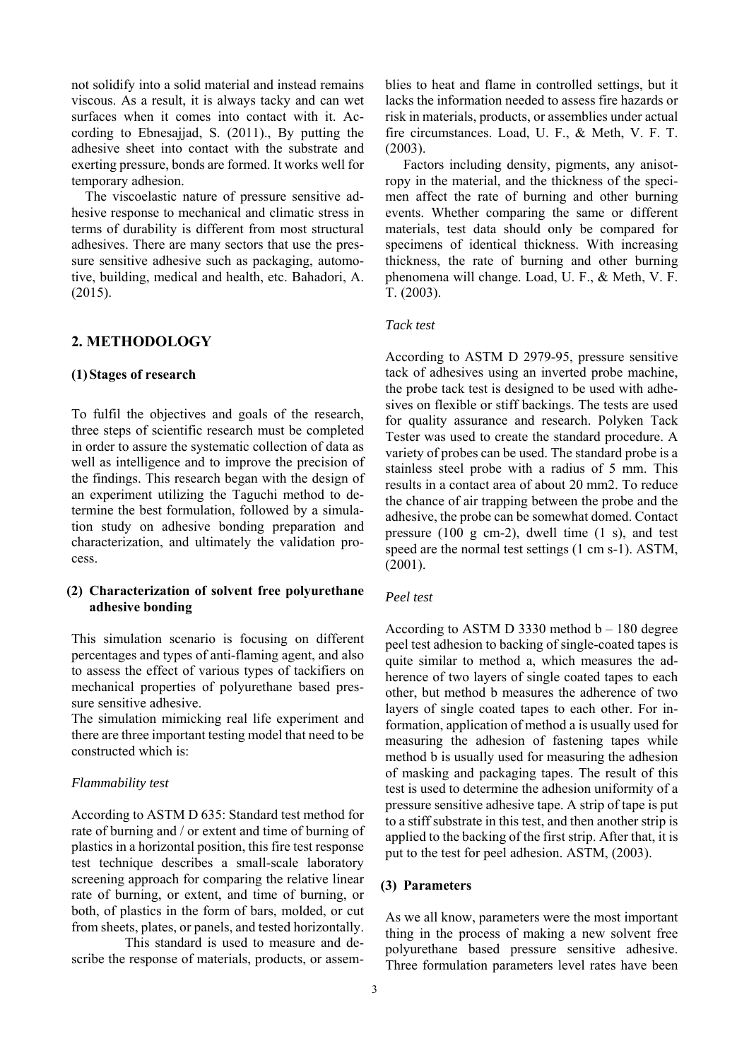not solidify into a solid material and instead remains viscous. As a result, it is always tacky and can wet surfaces when it comes into contact with it. According to Ebnesajjad, S. (2011)., By putting the adhesive sheet into contact with the substrate and exerting pressure, bonds are formed. It works well for temporary adhesion.

The viscoelastic nature of pressure sensitive adhesive response to mechanical and climatic stress in terms of durability is different from most structural adhesives. There are many sectors that use the pressure sensitive adhesive such as packaging, automotive, building, medical and health, etc. Bahadori, A. (2015).

## 2. METHODOLOGY

### (1) Stages of research

To fulfil the objectives and goals of the research, three steps of scientific research must be completed in order to assure the systematic collection of data as well as intelligence and to improve the precision of the findings. This research began with the design of an experiment utilizing the Taguchi method to determine the best formulation, followed by a simulation study on adhesive bonding preparation and characterization, and ultimately the validation process.

### (2) Characterization of solvent free polyurethane adhesive bonding

This simulation scenario is focusing on different percentages and types of anti-flaming agent, and also to assess the effect of various types of tackifiers on mechanical properties of polyurethane based pressure sensitive adhesive.

The simulation mimicking real life experiment and there are three important testing model that need to be constructed which is:

*Flammability test*

According to ASTM D 635: Standard test method for rate of burning and / or extent and time of burning of plastics in a horizontal position, this fire test response test technique describes a small-scale laboratory screening approach for comparing the relative linear rate of burning, or extent, and time of burning, or both, of plastics in the form of bars, molded, or cut from sheets, plates, or panels, and tested horizontally.

This standard is used to measure and describe the response of materials, products, or assemblies to heat and flame in controlled settings, but it lacks the information needed to assess fire hazards or risk in materials, products, or assemblies under actual fire circumstances. Load, U. F., & Meth, V. F. T. (2003).

Factors including density, pigments, any anisotropy in the material, and the thickness of the specimen affect the rate of burning and other burning events. Whether comparing the same or different materials, test data should only be compared for specimens of identical thickness. With increasing thickness, the rate of burning and other burning phenomena will change. Load, U. F., & Meth, V. F. T. (2003).

*Tack test*

According to ASTM D 2979-95, pressure sensitive tack of adhesives using an inverted probe machine, the probe tack test is designed to be used with adhesives on flexible or stiff backings. The tests are used for quality assurance and research. Polyken Tack Tester was used to create the standard procedure. A variety of probes can be used. The standard probe is a stainless steel probe with a radius of 5 mm. This results in a contact area of about 20 mm2. To reduce the chance of air trapping between the probe and the adhesive, the probe can be somewhat domed. Contact pressure (100 g cm-2), dwell time (1 s), and test speed are the normal test settings (1 cm s-1). ASTM, (2001).

*Peel test*

According to ASTM D 3330 method b – 180 degree peel test adhesion to backing of single-coated tapes is quite similar to method a, which measures the adherence of two layers of single coated tapes to each other, but method b measures the adherence of two layers of single coated tapes to each other. For information, application of method a is usually used for measuring the adhesion of fastening tapes while method b is usually used for measuring the adhesion of masking and packaging tapes. The result of this test is used to determine the adhesion uniformity of a pressure sensitive adhesive tape. A strip of tape is put to a stiff substrate in this test, and then another strip is applied to the backing of the first strip. After that, it is put to the test for peel adhesion. ASTM, (2003).

### (3) Parameters

As we all know, parameters were the most important thing in the process of making a new solvent free polyurethane based pressure sensitive adhesive. Three formulation parameters level rates have been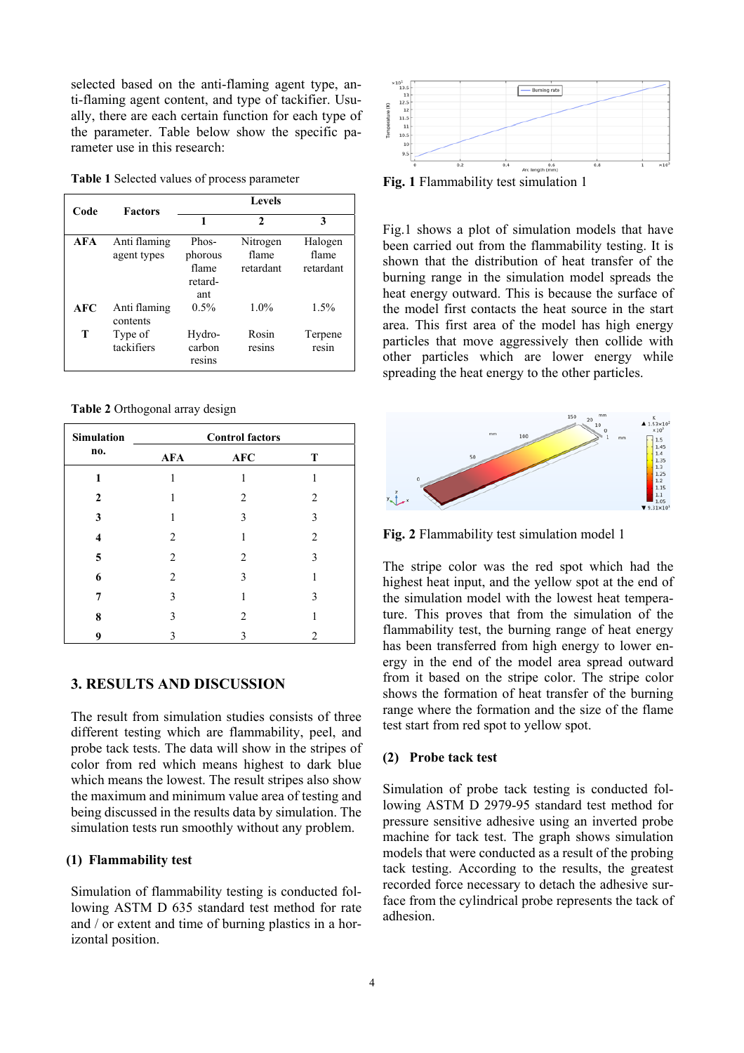selected based on the anti-flaming agent type, anti-flaming agent content, and type of tackifier. Usually, there are each certain function for each type of the parameter. Table below show the specific parameter use in this research:

**Table 1** Selected values of process parameter

| Code | Factors | Levels | | |
|---|---|---|---|---|
| | | 1 | 2 | 3 |
| **AFA** | Anti flaming agent types | Phosphorous flame retardant | Nitrogen flame retardant | Halogen flame retardant |
| **AFC** | Anti flaming contents | 0.5% | 1.0% | 1.5% |
| **T** | Type of tackifiers | Hydrocarbon resins | Rosin resins | Terpene resin |

**Table 2** Orthogonal array design

| Simulation no. | Control factors | | |
|---|---|---|---|
| | AFA | AFC | T |
| **1** | 1 | 1 | 1 |
| **2** | 1 | 2 | 2 |
| **3** | 1 | 3 | 3 |
| **4** | 2 | 1 | 2 |
| **5** | 2 | 2 | 3 |
| **6** | 2 | 3 | 1 |
| **7** | 3 | 1 | 3 |
| **8** | 3 | 2 | 1 |
| **9** | 3 | 3 | 2 |

## 3. RESULTS AND DISCUSSION

The result from simulation studies consists of three different testing which are flammability, peel, and probe tack tests. The data will show in the stripes of color from red which means highest to dark blue which means the lowest. The result stripes also show the maximum and minimum value area of testing and being discussed in the results data by simulation. The simulation tests run smoothly without any problem.

### (1) Flammability test

Simulation of flammability testing is conducted following ASTM D 635 standard test method for rate and / or extent and time of burning plastics in a horizontal position.

**Fig. 1** Flammability test simulation 1

Fig.1 shows a plot of simulation models that have been carried out from the flammability testing. It is shown that the distribution of heat transfer of the burning range in the simulation model spreads the heat energy outward. This is because the surface of the model first contacts the heat source in the start area. This first area of the model has high energy particles that move aggressively then collide with other particles which are lower energy while spreading the heat energy to the other particles.

**Fig. 2** Flammability test simulation model 1

The stripe color was the red spot which had the highest heat input, and the yellow spot at the end of the simulation model with the lowest heat temperature. This proves that from the simulation of the flammability test, the burning range of heat energy has been transferred from high energy to lower energy in the end of the model area spread outward from it based on the stripe color. The stripe color shows the formation of heat transfer of the burning range where the formation and the size of the flame test start from red spot to yellow spot.

### (2) Probe tack test

Simulation of probe tack testing is conducted following ASTM D 2979-95 standard test method for pressure sensitive adhesive using an inverted probe machine for tack test. The graph shows simulation models that were conducted as a result of the probing tack testing. According to the results, the greatest recorded force necessary to detach the adhesive surface from the cylindrical probe represents the tack of adhesion.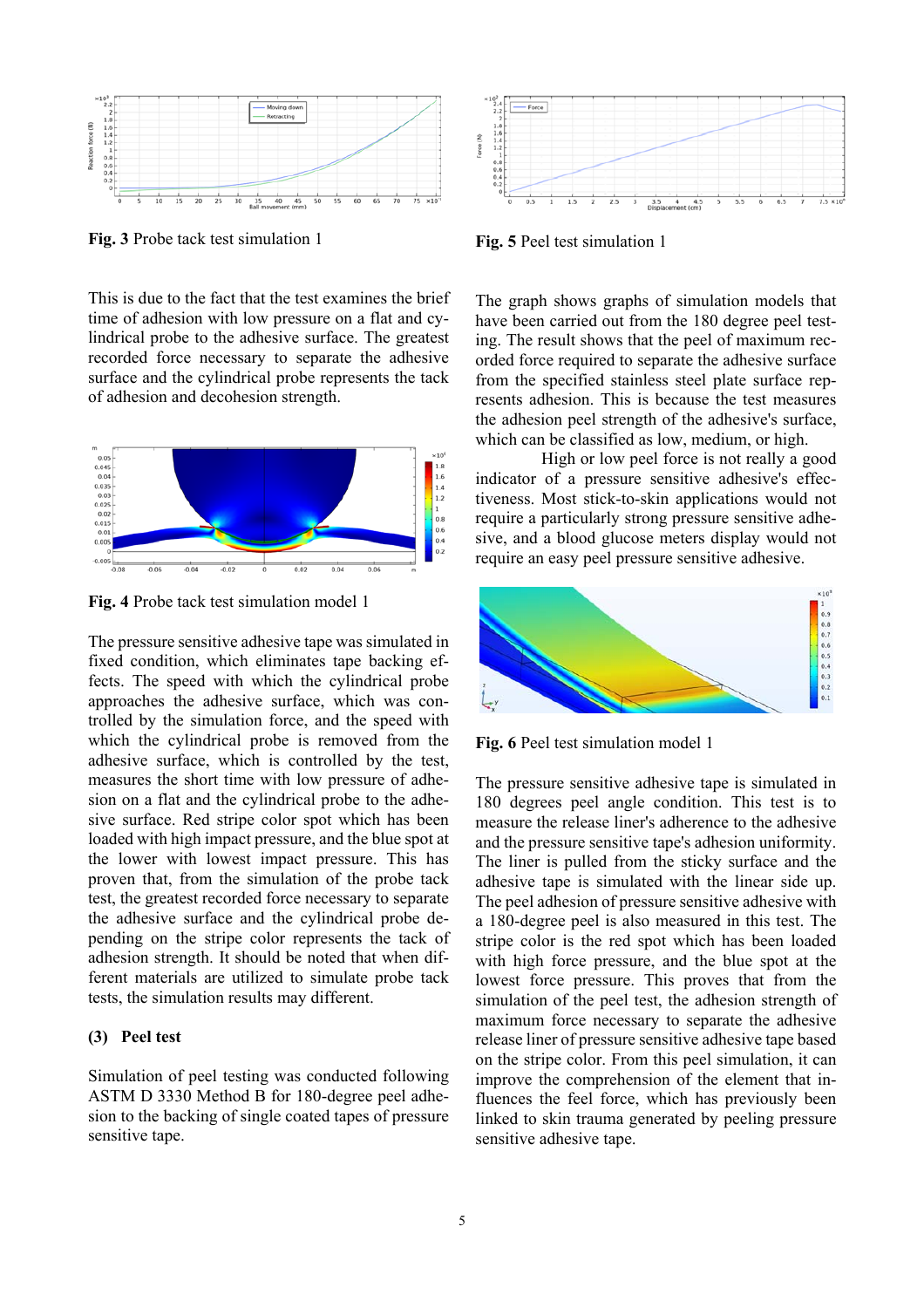×10³
2.2
2
1.8
1.6
1.4
1.2
1
0.8
0.6
0.4
0.2
0
Reaction force (N)
Moving down
Retracting
0 5 10 15 20 25 30 35 40 45 50 55 60 65 70 75 ×10⁻³
Ball movement (mm)

**Fig. 3** Probe tack test simulation 1

This is due to the fact that the test examines the brief time of adhesion with low pressure on a flat and cylindrical probe to the adhesive surface. The greatest recorded force necessary to separate the adhesive surface and the cylindrical probe represents the tack of adhesion and decohesion strength.

m
0.05
0.045
0.04
0.035
0.03
0.025
0.02
0.015
0.01
0.005
0
-0.005
-0.08 -0.06 -0.04 -0.02 0 0.02 0.04 0.06 m
×10⁵
1.8
1.6
1.4
1.2
1
0.8
0.6
0.4
0.2

**Fig. 4** Probe tack test simulation model 1

The pressure sensitive adhesive tape was simulated in fixed condition, which eliminates tape backing effects. The speed with which the cylindrical probe approaches the adhesive surface, which was controlled by the simulation force, and the speed with which the cylindrical probe is removed from the adhesive surface, which is controlled by the test, measures the short time with low pressure of adhesion on a flat and the cylindrical probe to the adhesive surface. Red stripe color spot which has been loaded with high impact pressure, and the blue spot at the lower with lowest impact pressure. This has proven that, from the simulation of the probe tack test, the greatest recorded force necessary to separate the adhesive surface and the cylindrical probe depending on the stripe color represents the tack of adhesion strength. It should be noted that when different materials are utilized to simulate probe tack tests, the simulation results may different.

### (3) Peel test

Simulation of peel testing was conducted following ASTM D 3330 Method B for 180-degree peel adhesion to the backing of single coated tapes of pressure sensitive tape.

×10³
2.4
2.2
2
1.8
1.6
1.4
1.2
1
0.8
0.6
0.4
0.2
0
Force (N)
Force
0 0.5 1 1.5 2 2.5 3 3.5 4 4.5 5 5.5 6 6.5 7 7.5 ×10⁻³
Displacement (cm)

**Fig. 5** Peel test simulation 1

The graph shows graphs of simulation models that have been carried out from the 180 degree peel testing. The result shows that the peel of maximum recorded force required to separate the adhesive surface from the specified stainless steel plate surface represents adhesion. This is because the test measures the adhesion peel strength of the adhesive's surface, which can be classified as low, medium, or high.

High or low peel force is not really a good indicator of a pressure sensitive adhesive's effectiveness. Most stick-to-skin applications would not require a particularly strong pressure sensitive adhesive, and a blood glucose meters display would not require an easy peel pressure sensitive adhesive.

×10⁵
1
0.9
0.8
0.7
0.6
0.5
0.4
0.3
0.2
0.1

**Fig. 6** Peel test simulation model 1

The pressure sensitive adhesive tape is simulated in 180 degrees peel angle condition. This test is to measure the release liner's adherence to the adhesive and the pressure sensitive tape's adhesion uniformity. The liner is pulled from the sticky surface and the adhesive tape is simulated with the linear side up. The peel adhesion of pressure sensitive adhesive with a 180-degree peel is also measured in this test. The stripe color is the red spot which has been loaded with high force pressure, and the blue spot at the lowest force pressure. This proves that from the simulation of the peel test, the adhesion strength of maximum force necessary to separate the adhesive release liner of pressure sensitive adhesive tape based on the stripe color. From this peel simulation, it can improve the comprehension of the element that influences the feel force, which has previously been linked to skin trauma generated by peeling pressure sensitive adhesive tape.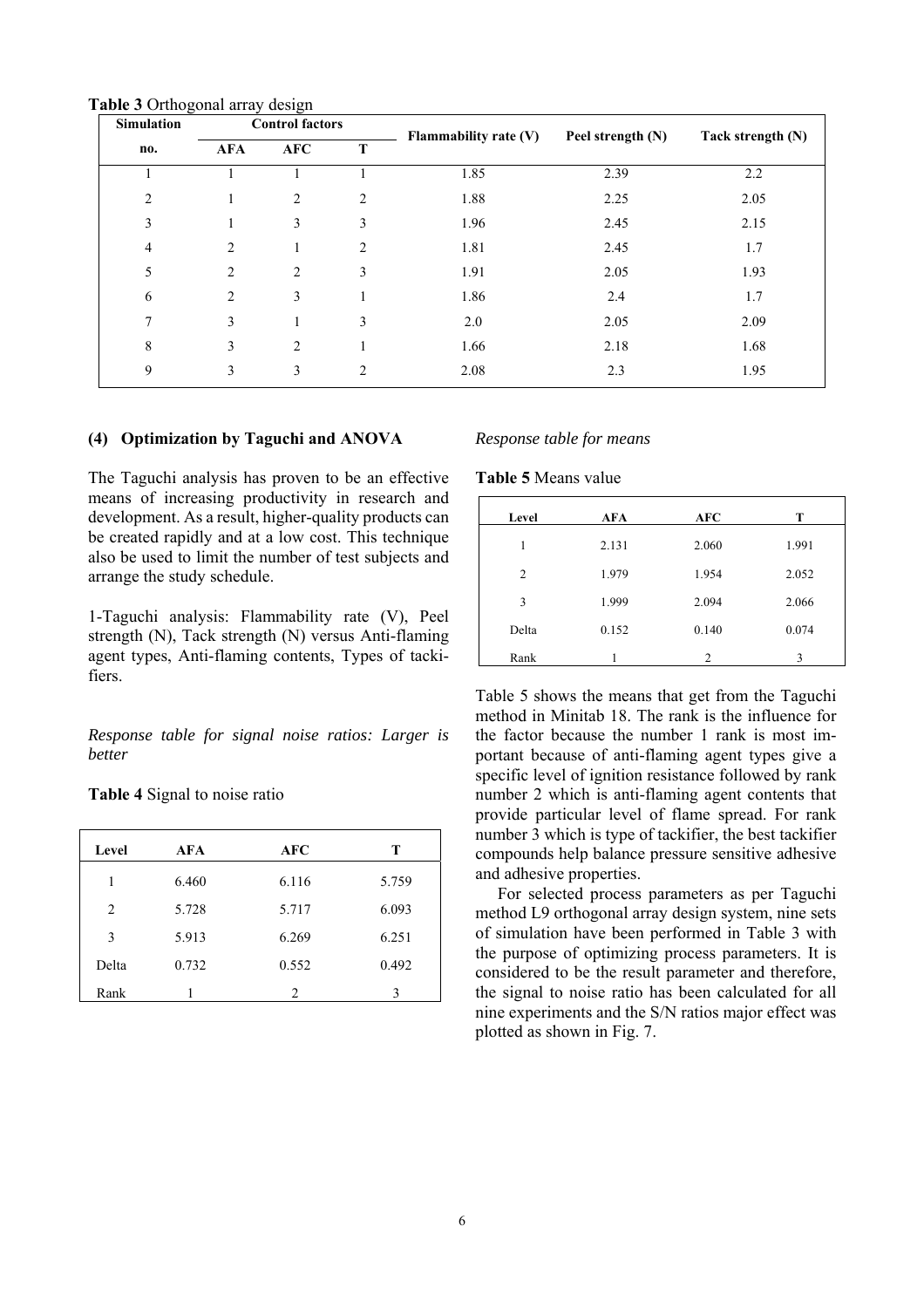**Table 3** Orthogonal array design

| Simulation no. | Control factors | | | Flammability rate (V) | Peel strength (N) | Tack strength (N) |
|---|---|---|---|---|---|---|
| | AFA | AFC | T | | | |
| 1 | 1 | 1 | 1 | 1.85 | 2.39 | 2.2 |
| 2 | 1 | 2 | 2 | 1.88 | 2.25 | 2.05 |
| 3 | 1 | 3 | 3 | 1.96 | 2.45 | 2.15 |
| 4 | 2 | 1 | 2 | 1.81 | 2.45 | 1.7 |
| 5 | 2 | 2 | 3 | 1.91 | 2.05 | 1.93 |
| 6 | 2 | 3 | 1 | 1.86 | 2.4 | 1.7 |
| 7 | 3 | 1 | 3 | 2.0 | 2.05 | 2.09 |
| 8 | 3 | 2 | 1 | 1.66 | 2.18 | 1.68 |
| 9 | 3 | 3 | 2 | 2.08 | 2.3 | 1.95 |

### (4) Optimization by Taguchi and ANOVA

The Taguchi analysis has proven to be an effective means of increasing productivity in research and development. As a result, higher-quality products can be created rapidly and at a low cost. This technique also be used to limit the number of test subjects and arrange the study schedule.

1-Taguchi analysis: Flammability rate (V), Peel strength (N), Tack strength (N) versus Anti-flaming agent types, Anti-flaming contents, Types of tackifiers.

*Response table for signal noise ratios: Larger is better*

**Table 4** Signal to noise ratio

| Level | AFA | AFC | T |
|---|---|---|---|
| 1 | 6.460 | 6.116 | 5.759 |
| 2 | 5.728 | 5.717 | 6.093 |
| 3 | 5.913 | 6.269 | 6.251 |
| Delta | 0.732 | 0.552 | 0.492 |
| Rank | 1 | 2 | 3 |

*Response table for means*

**Table 5** Means value

| Level | AFA | AFC | T |
|---|---|---|---|
| 1 | 2.131 | 2.060 | 1.991 |
| 2 | 1.979 | 1.954 | 2.052 |
| 3 | 1.999 | 2.094 | 2.066 |
| Delta | 0.152 | 0.140 | 0.074 |
| Rank | 1 | 2 | 3 |

Table 5 shows the means that get from the Taguchi method in Minitab 18. The rank is the influence for the factor because the number 1 rank is most important because of anti-flaming agent types give a specific level of ignition resistance followed by rank number 2 which is anti-flaming agent contents that provide particular level of flame spread. For rank number 3 which is type of tackifier, the best tackifier compounds help balance pressure sensitive adhesive and adhesive properties.

For selected process parameters as per Taguchi method L9 orthogonal array design system, nine sets of simulation have been performed in Table 3 with the purpose of optimizing process parameters. It is considered to be the result parameter and therefore, the signal to noise ratio has been calculated for all nine experiments and the S/N ratios major effect was plotted as shown in Fig. 7.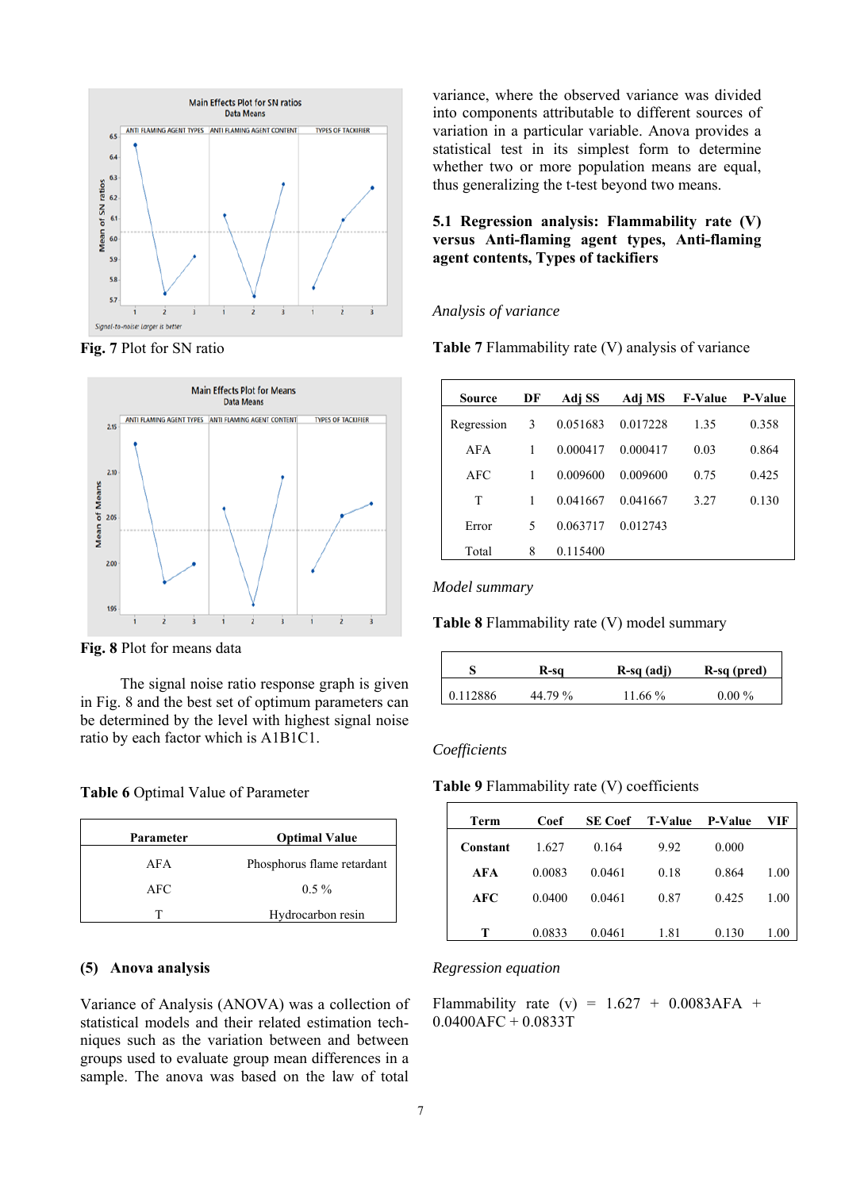Main Effects Plot for SN ratios
Data Means

ANTI FLAMING AGENT TYPES | ANTI FLAMING AGENT CONTENT | TYPES OF TACKIFIER

Mean of SN ratios

65
64
63
62
61
60
59
58
57

1 2 3 1 2 3 1 2 3

Signal-to-noise: Larger is better

**Fig. 7** Plot for SN ratio

Main Effects Plot for Means
Data Means

ANTI FLAMING AGENT TYPES | ANTI FLAMING AGENT CONTENT | TYPES OF TACKIFIER

Mean of Means

2.15
2.10
2.05
2.00
1.95

1 2 3 1 2 3 1 2 3

**Fig. 8** Plot for means data

The signal noise ratio response graph is given in Fig. 8 and the best set of optimum parameters can be determined by the level with highest signal noise ratio by each factor which is A1B1C1.

**Table 6** Optimal Value of Parameter

| Parameter | Optimal Value |
|---|---|
| AFA | Phosphorus flame retardant |
| AFC | 0.5 % |
| T | Hydrocarbon resin |

### (5) Anova analysis

Variance of Analysis (ANOVA) was a collection of statistical models and their related estimation techniques such as the variation between and between groups used to evaluate group mean differences in a sample. The anova was based on the law of total variance, where the observed variance was divided into components attributable to different sources of variation in a particular variable. Anova provides a statistical test in its simplest form to determine whether two or more population means are equal, thus generalizing the t-test beyond two means.

### 5.1 Regression analysis: Flammability rate (V) versus Anti-flaming agent types, Anti-flaming agent contents, Types of tackifiers

*Analysis of variance*

**Table 7** Flammability rate (V) analysis of variance

| Source | DF | Adj SS | Adj MS | F-Value | P-Value |
|---|---|---|---|---|---|
| Regression | 3 | 0.051683 | 0.017228 | 1.35 | 0.358 |
| AFA | 1 | 0.000417 | 0.000417 | 0.03 | 0.864 |
| AFC | 1 | 0.009600 | 0.009600 | 0.75 | 0.425 |
| T | 1 | 0.041667 | 0.041667 | 3.27 | 0.130 |
| Error | 5 | 0.063717 | 0.012743 | | |
| Total | 8 | 0.115400 | | | |

*Model summary*

**Table 8** Flammability rate (V) model summary

| S | R-sq | R-sq (adj) | R-sq (pred) |
|---|---|---|---|
| 0.112886 | 44.79 % | 11.66 % | 0.00 % |

*Coefficients*

**Table 9** Flammability rate (V) coefficients

| Term | Coef | SE Coef | T-Value | P-Value | VIF |
|---|---|---|---|---|---|
| **Constant** | 1.627 | 0.164 | 9.92 | 0.000 | |
| **AFA** | 0.0083 | 0.0461 | 0.18 | 0.864 | 1.00 |
| **AFC** | 0.0400 | 0.0461 | 0.87 | 0.425 | 1.00 |
| **T** | 0.0833 | 0.0461 | 1.81 | 0.130 | 1.00 |

*Regression equation*

Flammability rate (v) = 1.627 + 0.0083AFA + 0.0400AFC + 0.0833T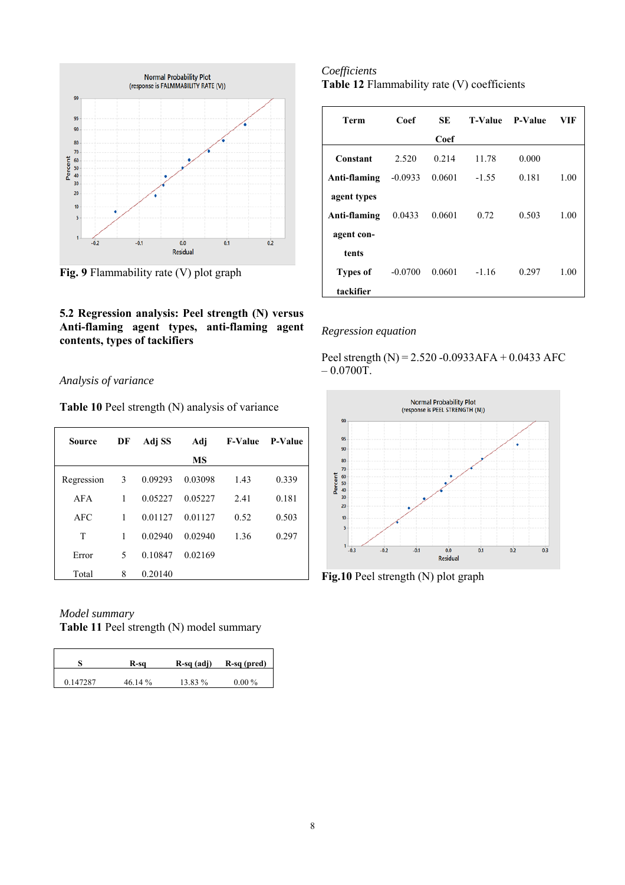Normal Probability Plot
(response is FALMMABILITY RATE (V))

99
95
90
80
70
60
50
40
30
20
10
5
1

Percent

-0.2 -0.1 0.0 0.1 0.2

Residual

**Fig. 9** Flammability rate (V) plot graph

### 5.2 Regression analysis: Peel strength (N) versus Anti-flaming agent types, anti-flaming agent contents, types of tackifiers

*Analysis of variance*

**Table 10** Peel strength (N) analysis of variance

| Source | DF | Adj SS | Adj MS | F-Value | P-Value |
|---|---|---|---|---|---|
| Regression | 3 | 0.09293 | 0.03098 | 1.43 | 0.339 |
| AFA | 1 | 0.05227 | 0.05227 | 2.41 | 0.181 |
| AFC | 1 | 0.01127 | 0.01127 | 0.52 | 0.503 |
| T | 1 | 0.02940 | 0.02940 | 1.36 | 0.297 |
| Error | 5 | 0.10847 | 0.02169 | | |
| Total | 8 | 0.20140 | | | |

*Model summary*

**Table 11** Peel strength (N) model summary

| S | R-sq | R-sq (adj) | R-sq (pred) |
|---|---|---|---|
| 0.147287 | 46.14 % | 13.83 % | 0.00 % |

*Coefficients*

**Table 12** Flammability rate (V) coefficients

| Term | Coef | SE Coef | T-Value | P-Value | VIF |
|---|---|---|---|---|---|
| **Constant** | 2.520 | 0.214 | 11.78 | 0.000 | |
| **Anti-flaming agent types** | -0.0933 | 0.0601 | -1.55 | 0.181 | 1.00 |
| **Anti-flaming agent contents** | 0.0433 | 0.0601 | 0.72 | 0.503 | 1.00 |
| **Types of tackifier** | -0.0700 | 0.0601 | -1.16 | 0.297 | 1.00 |

*Regression equation*

Peel strength (N) = 2.520 -0.0933AFA + 0.0433 AFC – 0.0700T.

Normal Probability Plot
(response is PEEL STRENGTH (N))

99
95
90
80
70
60
50
40
30
20
10
5
1

Percent

-0.3 -0.2 -0.1 0.0 0.1 0.2 0.3

Residual

**Fig.10** Peel strength (N) plot graph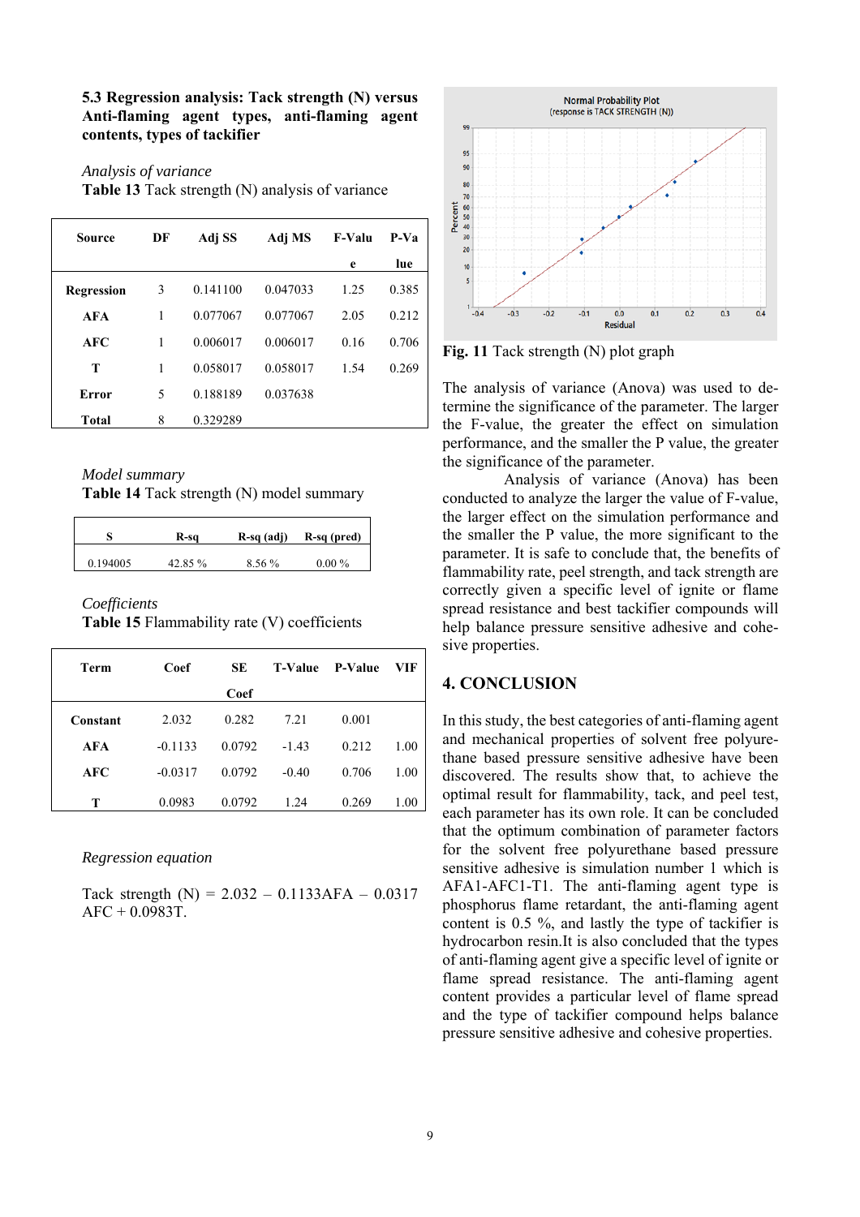### 5.3 Regression analysis: Tack strength (N) versus Anti-flaming agent types, anti-flaming agent contents, types of tackifier

*Analysis of variance*

**Table 13** Tack strength (N) analysis of variance

| Source | DF | Adj SS | Adj MS | F-Value | P-Value |
|---|---|---|---|---|---|
| **Regression** | 3 | 0.141100 | 0.047033 | 1.25 | 0.385 |
| **AFA** | 1 | 0.077067 | 0.077067 | 2.05 | 0.212 |
| **AFC** | 1 | 0.006017 | 0.006017 | 0.16 | 0.706 |
| **T** | 1 | 0.058017 | 0.058017 | 1.54 | 0.269 |
| **Error** | 5 | 0.188189 | 0.037638 | | |
| **Total** | 8 | 0.329289 | | | |

*Model summary*

**Table 14** Tack strength (N) model summary

| S | R-sq | R-sq (adj) | R-sq (pred) |
|---|---|---|---|
| 0.194005 | 42.85 % | 8.56 % | 0.00 % |

*Coefficients*

**Table 15** Flammability rate (V) coefficients

| Term | Coef | SE Coef | T-Value | P-Value | VIF |
|---|---|---|---|---|---|
| **Constant** | 2.032 | 0.282 | 7.21 | 0.001 | |
| **AFA** | -0.1133 | 0.0792 | -1.43 | 0.212 | 1.00 |
| **AFC** | -0.0317 | 0.0792 | -0.40 | 0.706 | 1.00 |
| **T** | 0.0983 | 0.0792 | 1.24 | 0.269 | 1.00 |

*Regression equation*

Tack strength (N) = 2.032 – 0.1133AFA – 0.0317 AFC + 0.0983T.

**Fig. 11** Tack strength (N) plot graph

The analysis of variance (Anova) was used to determine the significance of the parameter. The larger the F-value, the greater the effect on simulation performance, and the smaller the P value, the greater the significance of the parameter.

Analysis of variance (Anova) has been conducted to analyze the larger the value of F-value, the larger effect on the simulation performance and the smaller the P value, the more significant to the parameter. It is safe to conclude that, the benefits of flammability rate, peel strength, and tack strength are correctly given a specific level of ignite or flame spread resistance and best tackifier compounds will help balance pressure sensitive adhesive and cohesive properties.

## 4. CONCLUSION

In this study, the best categories of anti-flaming agent and mechanical properties of solvent free polyurethane based pressure sensitive adhesive have been discovered. The results show that, to achieve the optimal result for flammability, tack, and peel test, each parameter has its own role. It can be concluded that the optimum combination of parameter factors for the solvent free polyurethane based pressure sensitive adhesive is simulation number 1 which is AFA1-AFC1-T1. The anti-flaming agent type is phosphorus flame retardant, the anti-flaming agent content is 0.5 %, and lastly the type of tackifier is hydrocarbon resin.It is also concluded that the types of anti-flaming agent give a specific level of ignite or flame spread resistance. The anti-flaming agent content provides a particular level of flame spread and the type of tackifier compound helps balance pressure sensitive adhesive and cohesive properties.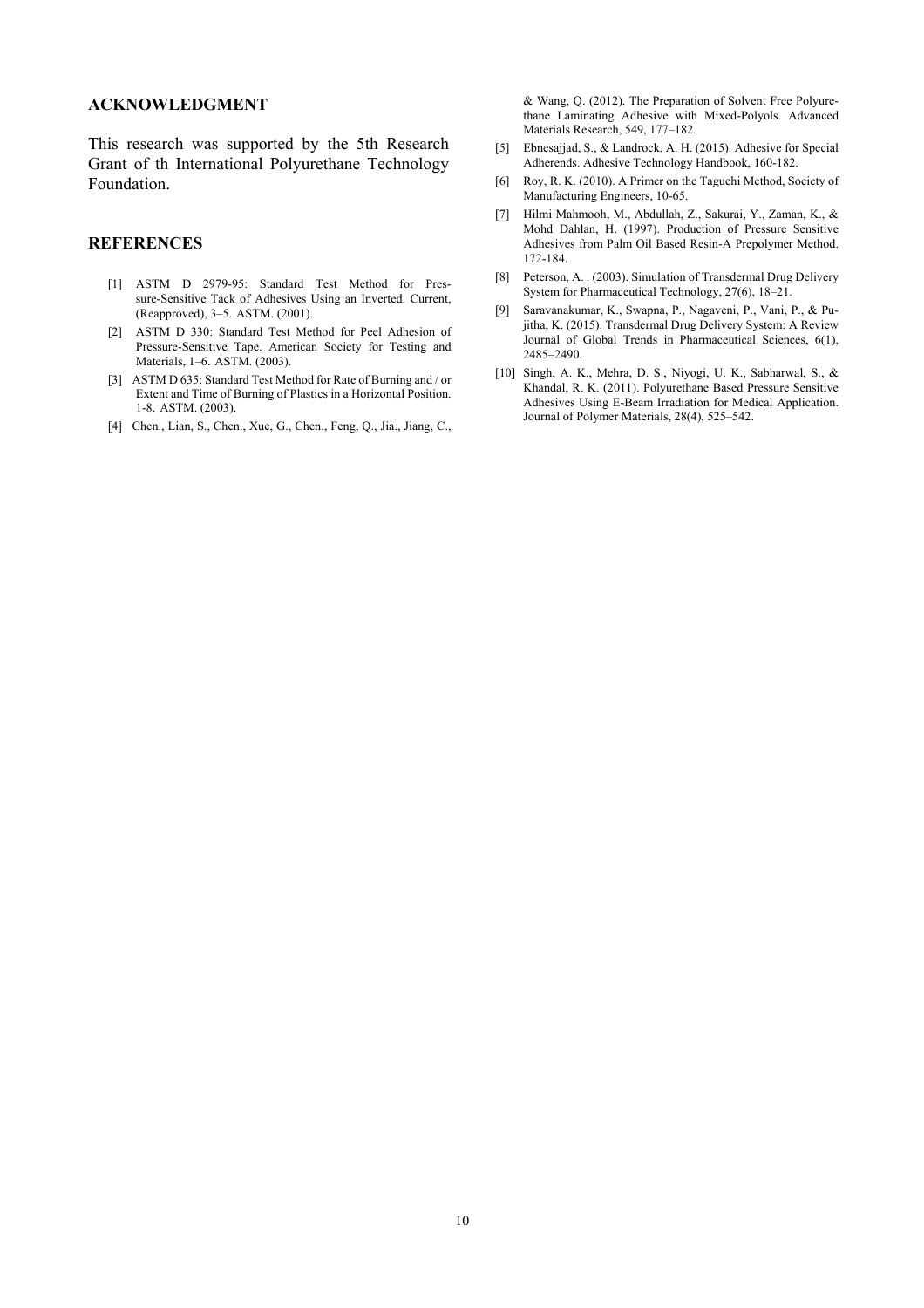## ACKNOWLEDGMENT

This research was supported by the 5th Research Grant of th International Polyurethane Technology Foundation.

## REFERENCES

[1] ASTM D 2979-95: Standard Test Method for Pressure-Sensitive Tack of Adhesives Using an Inverted. Current, (Reapproved), 3–5. ASTM. (2001).

[2] ASTM D 330: Standard Test Method for Peel Adhesion of Pressure-Sensitive Tape. American Society for Testing and Materials, 1–6. ASTM. (2003).

[3] ASTM D 635: Standard Test Method for Rate of Burning and / or Extent and Time of Burning of Plastics in a Horizontal Position. 1-8. ASTM. (2003).

[4] Chen., Lian, S., Chen., Xue, G., Chen., Feng, Q., Jia., Jiang, C., & Wang, Q. (2012). The Preparation of Solvent Free Polyurethane Laminating Adhesive with Mixed-Polyols. Advanced Materials Research, 549, 177–182.

[5] Ebnesajjad, S., & Landrock, A. H. (2015). Adhesive for Special Adherends. Adhesive Technology Handbook, 160-182.

[6] Roy, R. K. (2010). A Primer on the Taguchi Method, Society of Manufacturing Engineers, 10-65.

[7] Hilmi Mahmooh, M., Abdullah, Z., Sakurai, Y., Zaman, K., & Mohd Dahlan, H. (1997). Production of Pressure Sensitive Adhesives from Palm Oil Based Resin-A Prepolymer Method. 172-184.

[8] Peterson, A. . (2003). Simulation of Transdermal Drug Delivery System for Pharmaceutical Technology, 27(6), 18–21.

[9] Saravanakumar, K., Swapna, P., Nagaveni, P., Vani, P., & Pujitha, K. (2015). Transdermal Drug Delivery System: A Review Journal of Global Trends in Pharmaceutical Sciences, 6(1), 2485–2490.

[10] Singh, A. K., Mehra, D. S., Niyogi, U. K., Sabharwal, S., & Khandal, R. K. (2011). Polyurethane Based Pressure Sensitive Adhesives Using E-Beam Irradiation for Medical Application. Journal of Polymer Materials, 28(4), 525–542.